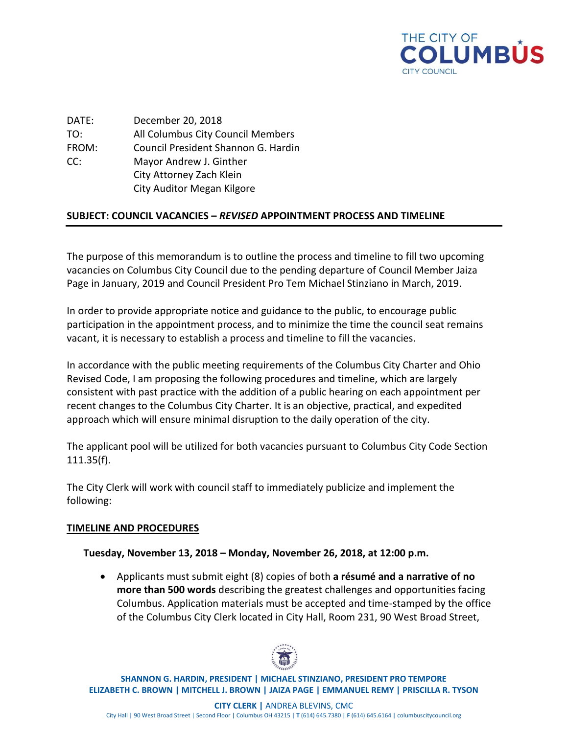THE CITY OF COLUMBUS
CITY COUNCIL

DATE: December 20, 2018
TO: All Columbus City Council Members
FROM: Council President Shannon G. Hardin
CC: Mayor Andrew J. Ginther
City Attorney Zach Klein
City Auditor Megan Kilgore

**SUBJECT: COUNCIL VACANCIES – *REVISED* APPOINTMENT PROCESS AND TIMELINE**

The purpose of this memorandum is to outline the process and timeline to fill two upcoming vacancies on Columbus City Council due to the pending departure of Council Member Jaiza Page in January, 2019 and Council President Pro Tem Michael Stinziano in March, 2019.

In order to provide appropriate notice and guidance to the public, to encourage public participation in the appointment process, and to minimize the time the council seat remains vacant, it is necessary to establish a process and timeline to fill the vacancies.

In accordance with the public meeting requirements of the Columbus City Charter and Ohio Revised Code, I am proposing the following procedures and timeline, which are largely consistent with past practice with the addition of a public hearing on each appointment per recent changes to the Columbus City Charter. It is an objective, practical, and expedited approach which will ensure minimal disruption to the daily operation of the city.

The applicant pool will be utilized for both vacancies pursuant to Columbus City Code Section 111.35(f).

The City Clerk will work with council staff to immediately publicize and implement the following:

## TIMELINE AND PROCEDURES

**Tuesday, November 13, 2018 – Monday, November 26, 2018, at 12:00 p.m.**

- Applicants must submit eight (8) copies of both **a résumé and a narrative of no more than 500 words** describing the greatest challenges and opportunities facing Columbus. Application materials must be accepted and time-stamped by the office of the Columbus City Clerk located in City Hall, Room 231, 90 West Broad Street,

SHANNON G. HARDIN, PRESIDENT | MICHAEL STINZIANO, PRESIDENT PRO TEMPORE
ELIZABETH C. BROWN | MITCHELL J. BROWN | JAIZA PAGE | EMMANUEL REMY | PRISCILLA R. TYSON

CITY CLERK | ANDREA BLEVINS, CMC
City Hall | 90 West Broad Street | Second Floor | Columbus OH 43215 | T (614) 645.7380 | F (614) 645.6164 | columbuscitycouncil.org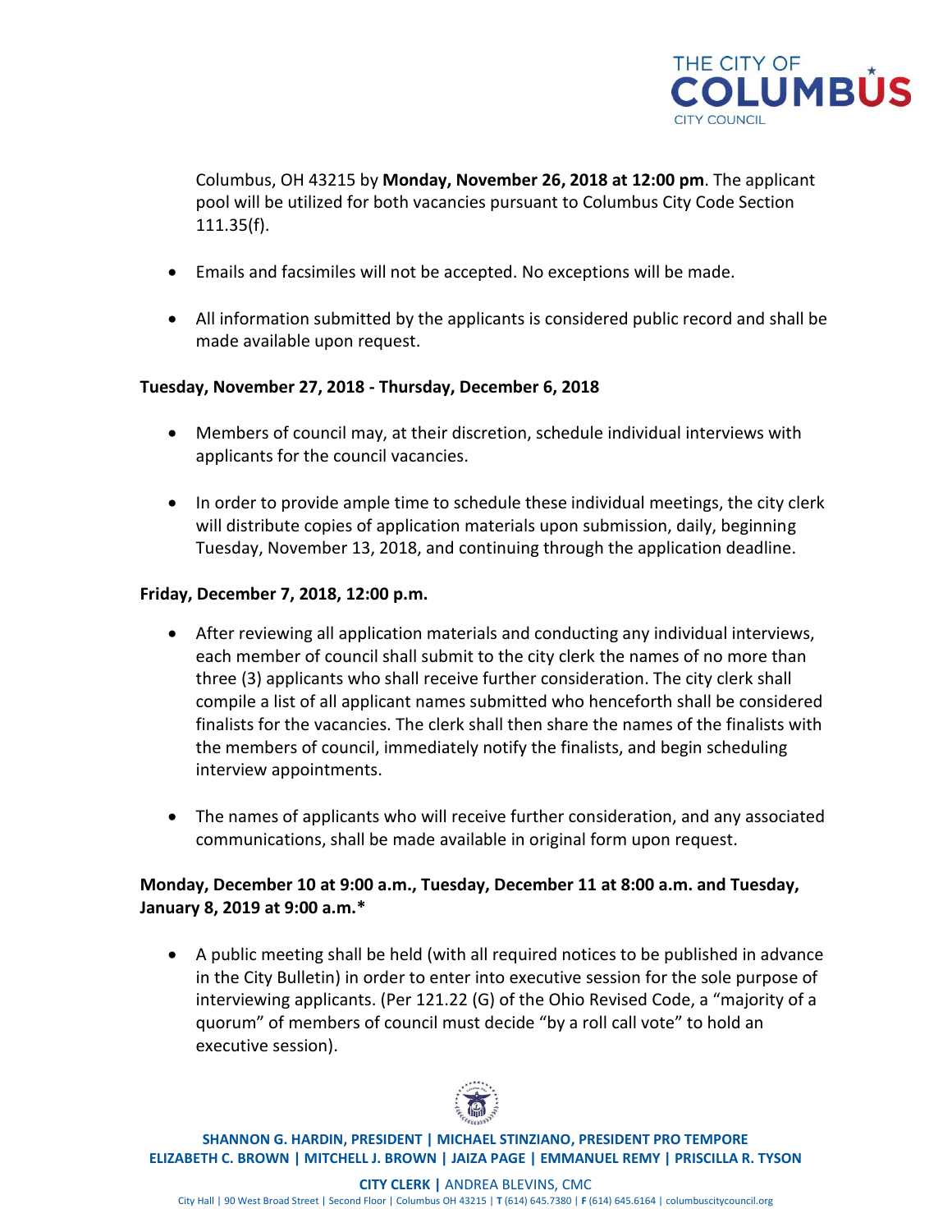Columbus, OH 43215 by **Monday, November 26, 2018 at 12:00 pm**. The applicant pool will be utilized for both vacancies pursuant to Columbus City Code Section 111.35(f).

- Emails and facsimiles will not be accepted. No exceptions will be made.
- All information submitted by the applicants is considered public record and shall be made available upon request.

**Tuesday, November 27, 2018 - Thursday, December 6, 2018**

- Members of council may, at their discretion, schedule individual interviews with applicants for the council vacancies.
- In order to provide ample time to schedule these individual meetings, the city clerk will distribute copies of application materials upon submission, daily, beginning Tuesday, November 13, 2018, and continuing through the application deadline.

**Friday, December 7, 2018, 12:00 p.m.**

- After reviewing all application materials and conducting any individual interviews, each member of council shall submit to the city clerk the names of no more than three (3) applicants who shall receive further consideration. The city clerk shall compile a list of all applicant names submitted who henceforth shall be considered finalists for the vacancies. The clerk shall then share the names of the finalists with the members of council, immediately notify the finalists, and begin scheduling interview appointments.
- The names of applicants who will receive further consideration, and any associated communications, shall be made available in original form upon request.

**Monday, December 10 at 9:00 a.m., Tuesday, December 11 at 8:00 a.m. and Tuesday, January 8, 2019 at 9:00 a.m.***

- A public meeting shall be held (with all required notices to be published in advance in the City Bulletin) in order to enter into executive session for the sole purpose of interviewing applicants. (Per 121.22 (G) of the Ohio Revised Code, a "majority of a quorum" of members of council must decide "by a roll call vote" to hold an executive session).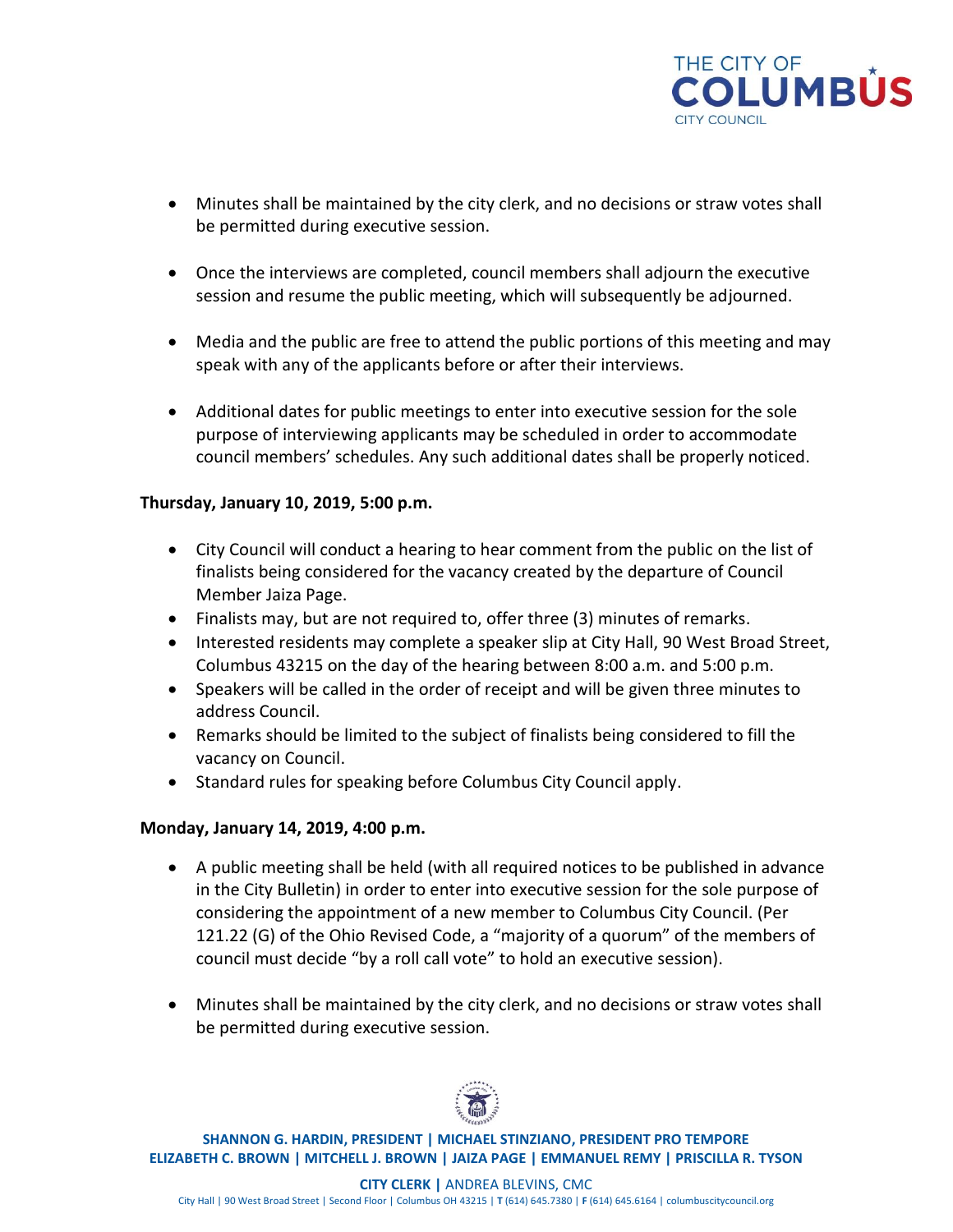- Minutes shall be maintained by the city clerk, and no decisions or straw votes shall be permitted during executive session.

- Once the interviews are completed, council members shall adjourn the executive session and resume the public meeting, which will subsequently be adjourned.

- Media and the public are free to attend the public portions of this meeting and may speak with any of the applicants before or after their interviews.

- Additional dates for public meetings to enter into executive session for the sole purpose of interviewing applicants may be scheduled in order to accommodate council members' schedules. Any such additional dates shall be properly noticed.

**Thursday, January 10, 2019, 5:00 p.m.**

- City Council will conduct a hearing to hear comment from the public on the list of finalists being considered for the vacancy created by the departure of Council Member Jaiza Page.
- Finalists may, but are not required to, offer three (3) minutes of remarks.
- Interested residents may complete a speaker slip at City Hall, 90 West Broad Street, Columbus 43215 on the day of the hearing between 8:00 a.m. and 5:00 p.m.
- Speakers will be called in the order of receipt and will be given three minutes to address Council.
- Remarks should be limited to the subject of finalists being considered to fill the vacancy on Council.
- Standard rules for speaking before Columbus City Council apply.

**Monday, January 14, 2019, 4:00 p.m.**

- A public meeting shall be held (with all required notices to be published in advance in the City Bulletin) in order to enter into executive session for the sole purpose of considering the appointment of a new member to Columbus City Council. (Per 121.22 (G) of the Ohio Revised Code, a "majority of a quorum" of the members of council must decide "by a roll call vote" to hold an executive session).

- Minutes shall be maintained by the city clerk, and no decisions or straw votes shall be permitted during executive session.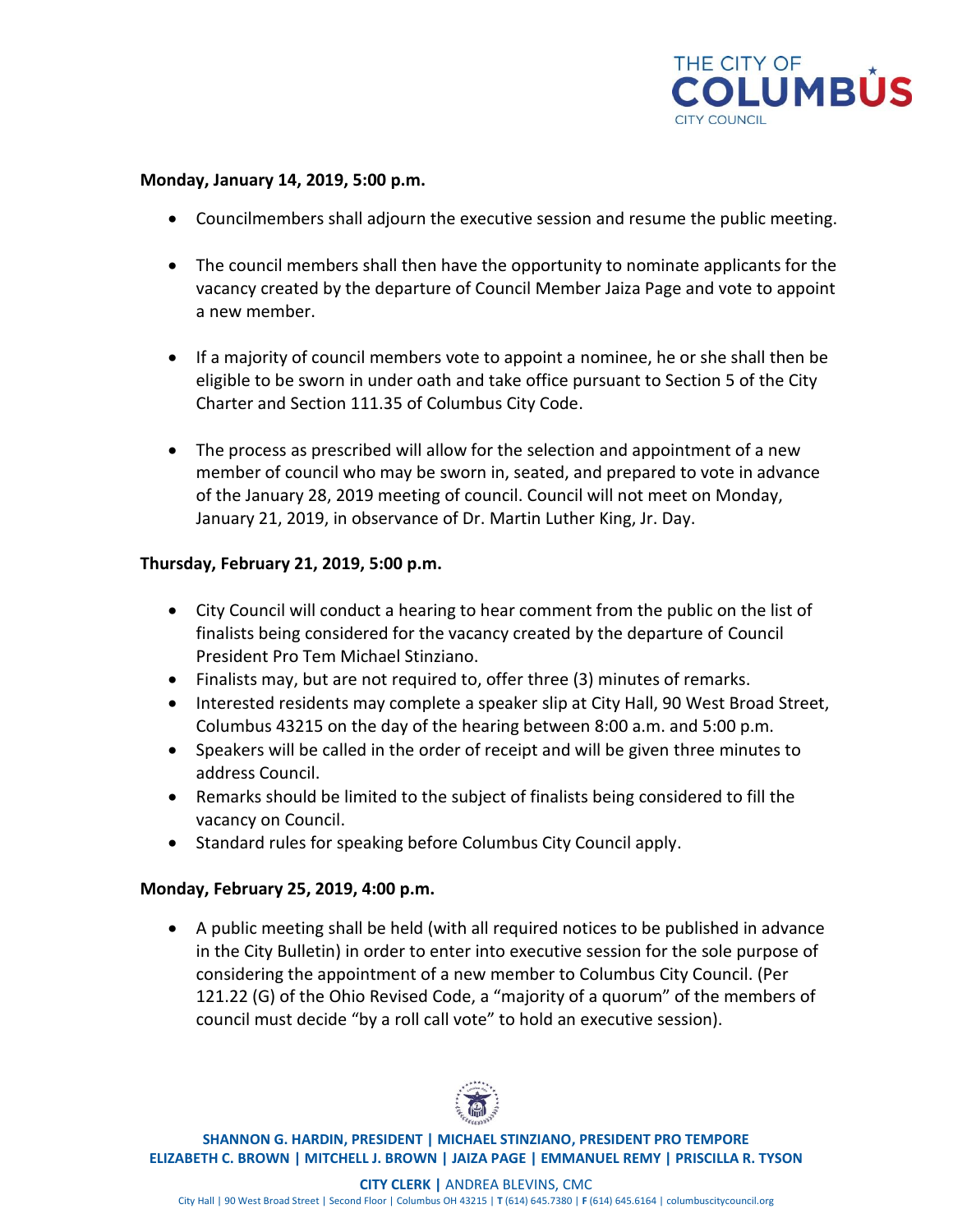**Monday, January 14, 2019, 5:00 p.m.**

- Councilmembers shall adjourn the executive session and resume the public meeting.
- The council members shall then have the opportunity to nominate applicants for the vacancy created by the departure of Council Member Jaiza Page and vote to appoint a new member.
- If a majority of council members vote to appoint a nominee, he or she shall then be eligible to be sworn in under oath and take office pursuant to Section 5 of the City Charter and Section 111.35 of Columbus City Code.
- The process as prescribed will allow for the selection and appointment of a new member of council who may be sworn in, seated, and prepared to vote in advance of the January 28, 2019 meeting of council. Council will not meet on Monday, January 21, 2019, in observance of Dr. Martin Luther King, Jr. Day.

**Thursday, February 21, 2019, 5:00 p.m.**

- City Council will conduct a hearing to hear comment from the public on the list of finalists being considered for the vacancy created by the departure of Council President Pro Tem Michael Stinziano.
- Finalists may, but are not required to, offer three (3) minutes of remarks.
- Interested residents may complete a speaker slip at City Hall, 90 West Broad Street, Columbus 43215 on the day of the hearing between 8:00 a.m. and 5:00 p.m.
- Speakers will be called in the order of receipt and will be given three minutes to address Council.
- Remarks should be limited to the subject of finalists being considered to fill the vacancy on Council.
- Standard rules for speaking before Columbus City Council apply.

**Monday, February 25, 2019, 4:00 p.m.**

- A public meeting shall be held (with all required notices to be published in advance in the City Bulletin) in order to enter into executive session for the sole purpose of considering the appointment of a new member to Columbus City Council. (Per 121.22 (G) of the Ohio Revised Code, a "majority of a quorum" of the members of council must decide "by a roll call vote" to hold an executive session).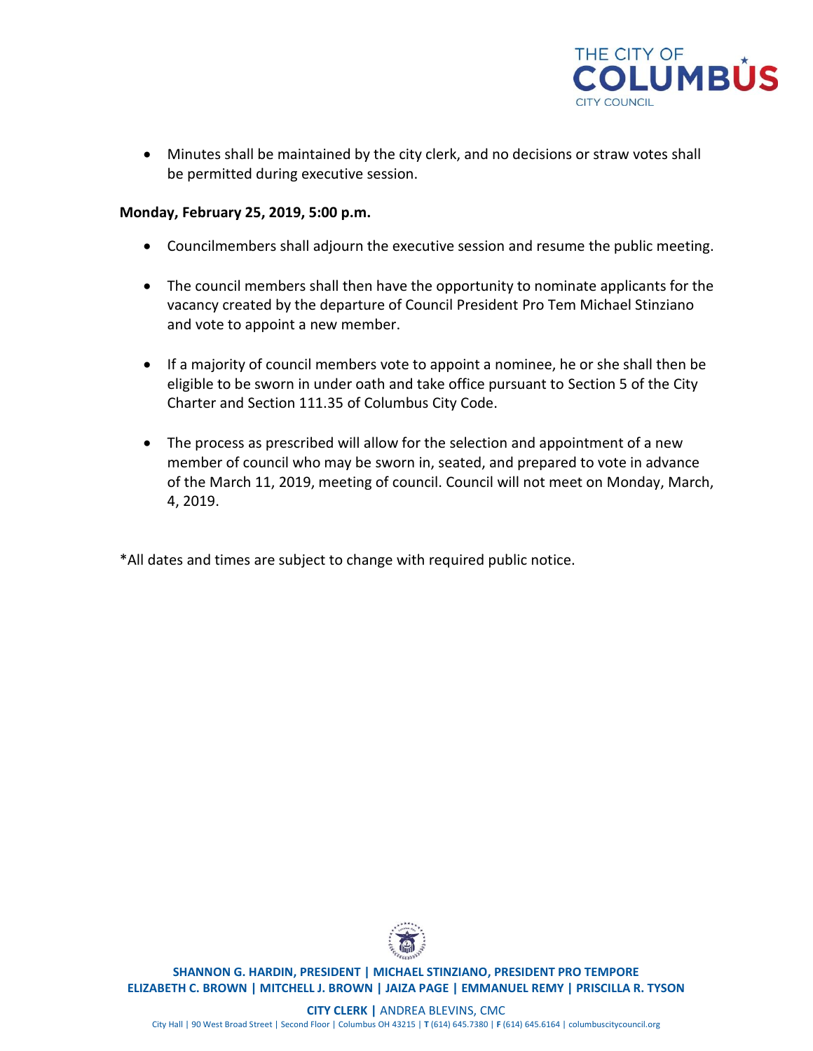- Minutes shall be maintained by the city clerk, and no decisions or straw votes shall be permitted during executive session.

**Monday, February 25, 2019, 5:00 p.m.**

- Councilmembers shall adjourn the executive session and resume the public meeting.

- The council members shall then have the opportunity to nominate applicants for the vacancy created by the departure of Council President Pro Tem Michael Stinziano and vote to appoint a new member.

- If a majority of council members vote to appoint a nominee, he or she shall then be eligible to be sworn in under oath and take office pursuant to Section 5 of the City Charter and Section 111.35 of Columbus City Code.

- The process as prescribed will allow for the selection and appointment of a new member of council who may be sworn in, seated, and prepared to vote in advance of the March 11, 2019, meeting of council. Council will not meet on Monday, March, 4, 2019.

*All dates and times are subject to change with required public notice.